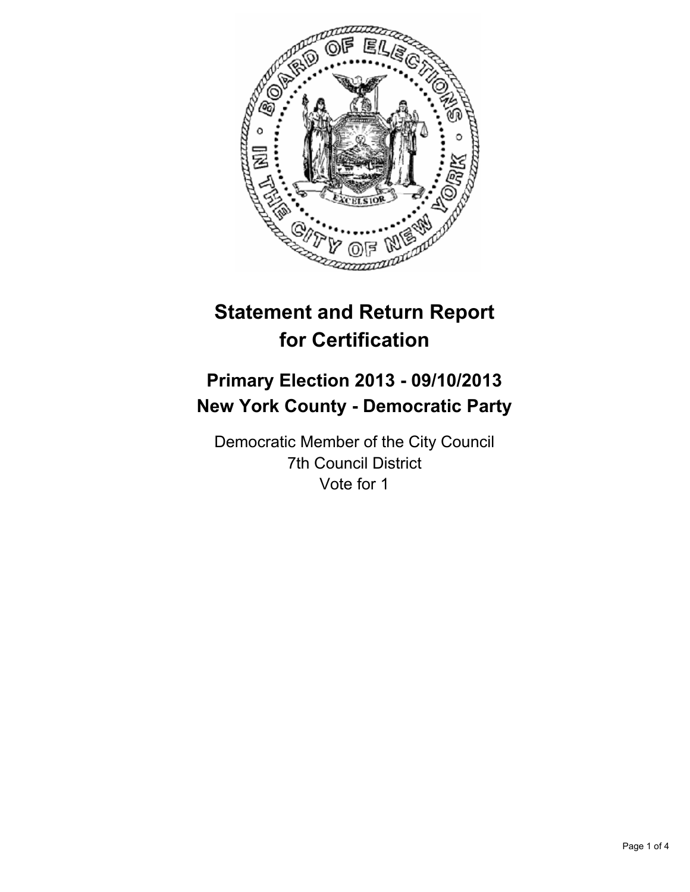# Statement and Return Report for Certification

## Primary Election 2013 - 09/10/2013
## New York County - Democratic Party

Democratic Member of the City Council
7th Council District
Vote for 1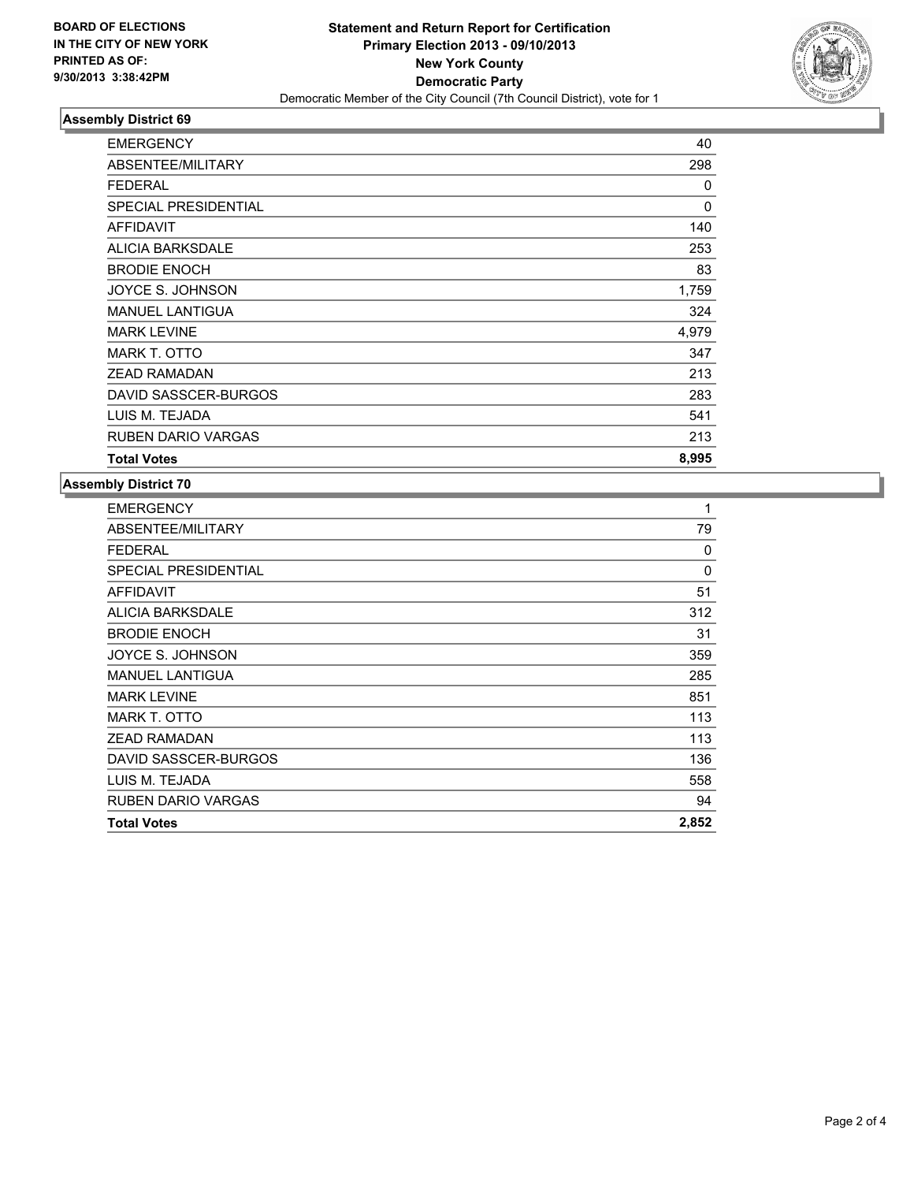**BOARD OF ELECTIONS IN THE CITY OF NEW YORK PRINTED AS OF: 9/30/2013 3:38:42PM**

**Statement and Return Report for Certification**
**Primary Election 2013 - 09/10/2013**
**New York County**
**Democratic Party**
Democratic Member of the City Council (7th Council District), vote for 1

### Assembly District 69

| | |
|---|---|
| EMERGENCY | 40 |
| ABSENTEE/MILITARY | 298 |
| FEDERAL | 0 |
| SPECIAL PRESIDENTIAL | 0 |
| AFFIDAVIT | 140 |
| ALICIA BARKSDALE | 253 |
| BRODIE ENOCH | 83 |
| JOYCE S. JOHNSON | 1,759 |
| MANUEL LANTIGUA | 324 |
| MARK LEVINE | 4,979 |
| MARK T. OTTO | 347 |
| ZEAD RAMADAN | 213 |
| DAVID SASSCER-BURGOS | 283 |
| LUIS M. TEJADA | 541 |
| RUBEN DARIO VARGAS | 213 |
| **Total Votes** | **8,995** |

### Assembly District 70

| | |
|---|---|
| EMERGENCY | 1 |
| ABSENTEE/MILITARY | 79 |
| FEDERAL | 0 |
| SPECIAL PRESIDENTIAL | 0 |
| AFFIDAVIT | 51 |
| ALICIA BARKSDALE | 312 |
| BRODIE ENOCH | 31 |
| JOYCE S. JOHNSON | 359 |
| MANUEL LANTIGUA | 285 |
| MARK LEVINE | 851 |
| MARK T. OTTO | 113 |
| ZEAD RAMADAN | 113 |
| DAVID SASSCER-BURGOS | 136 |
| LUIS M. TEJADA | 558 |
| RUBEN DARIO VARGAS | 94 |
| **Total Votes** | **2,852** |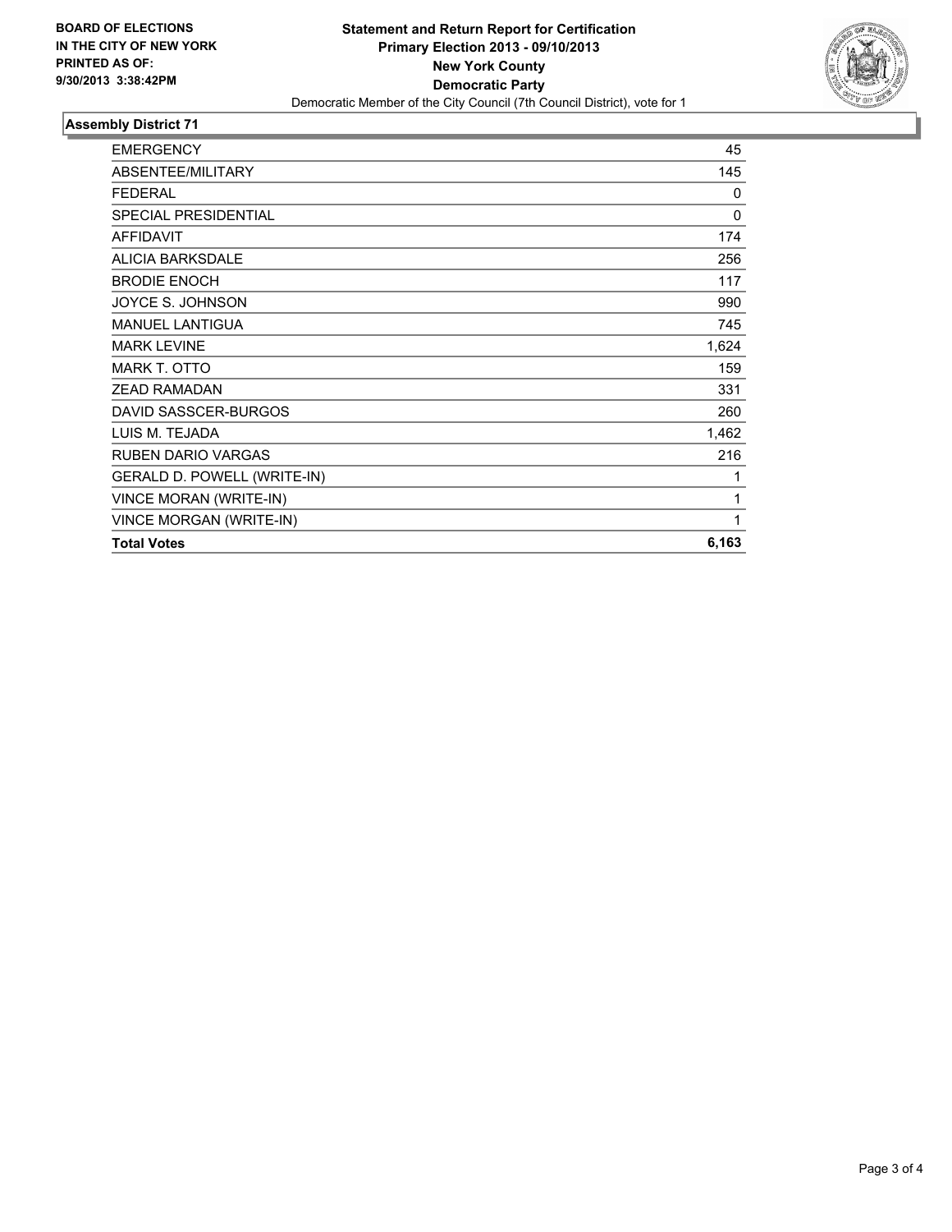**BOARD OF ELECTIONS IN THE CITY OF NEW YORK PRINTED AS OF: 9/30/2013 3:38:42PM**

**Statement and Return Report for Certification**
**Primary Election 2013 - 09/10/2013**
**New York County**
**Democratic Party**
Democratic Member of the City Council (7th Council District), vote for 1

### Assembly District 71

| | |
|---|---|
| EMERGENCY | 45 |
| ABSENTEE/MILITARY | 145 |
| FEDERAL | 0 |
| SPECIAL PRESIDENTIAL | 0 |
| AFFIDAVIT | 174 |
| ALICIA BARKSDALE | 256 |
| BRODIE ENOCH | 117 |
| JOYCE S. JOHNSON | 990 |
| MANUEL LANTIGUA | 745 |
| MARK LEVINE | 1,624 |
| MARK T. OTTO | 159 |
| ZEAD RAMADAN | 331 |
| DAVID SASSCER-BURGOS | 260 |
| LUIS M. TEJADA | 1,462 |
| RUBEN DARIO VARGAS | 216 |
| GERALD D. POWELL (WRITE-IN) | 1 |
| VINCE MORAN (WRITE-IN) | 1 |
| VINCE MORGAN (WRITE-IN) | 1 |
| **Total Votes** | **6,163** |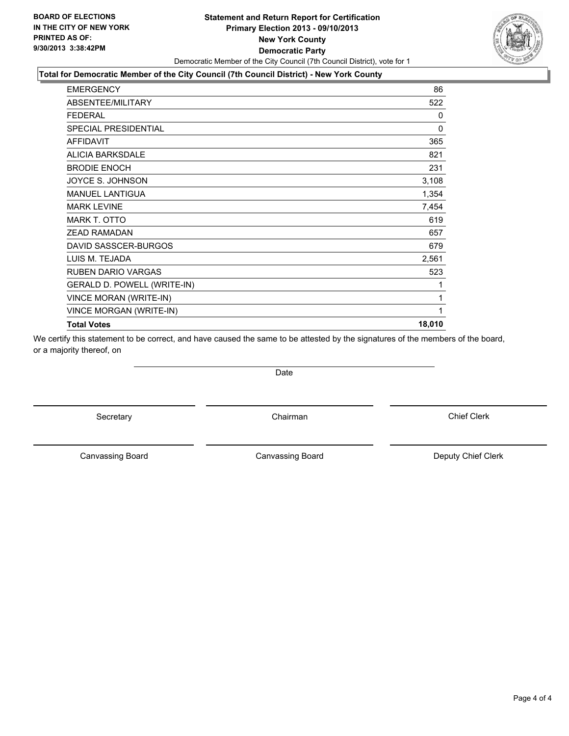**BOARD OF ELECTIONS IN THE CITY OF NEW YORK PRINTED AS OF: 9/30/2013 3:38:42PM**

**Statement and Return Report for Certification**
**Primary Election 2013 - 09/10/2013**
**New York County**
**Democratic Party**

Democratic Member of the City Council (7th Council District), vote for 1

**Total for Democratic Member of the City Council (7th Council District) - New York County**

| | |
|---|---|
| EMERGENCY | 86 |
| ABSENTEE/MILITARY | 522 |
| FEDERAL | 0 |
| SPECIAL PRESIDENTIAL | 0 |
| AFFIDAVIT | 365 |
| ALICIA BARKSDALE | 821 |
| BRODIE ENOCH | 231 |
| JOYCE S. JOHNSON | 3,108 |
| MANUEL LANTIGUA | 1,354 |
| MARK LEVINE | 7,454 |
| MARK T. OTTO | 619 |
| ZEAD RAMADAN | 657 |
| DAVID SASSCER-BURGOS | 679 |
| LUIS M. TEJADA | 2,561 |
| RUBEN DARIO VARGAS | 523 |
| GERALD D. POWELL (WRITE-IN) | 1 |
| VINCE MORAN (WRITE-IN) | 1 |
| VINCE MORGAN (WRITE-IN) | 1 |
| **Total Votes** | **18,010** |

We certify this statement to be correct, and have caused the same to be attested by the signatures of the members of the board, or a majority thereof, on

Date

Secretary | Chairman | Chief Clerk

Canvassing Board | Canvassing Board | Deputy Chief Clerk